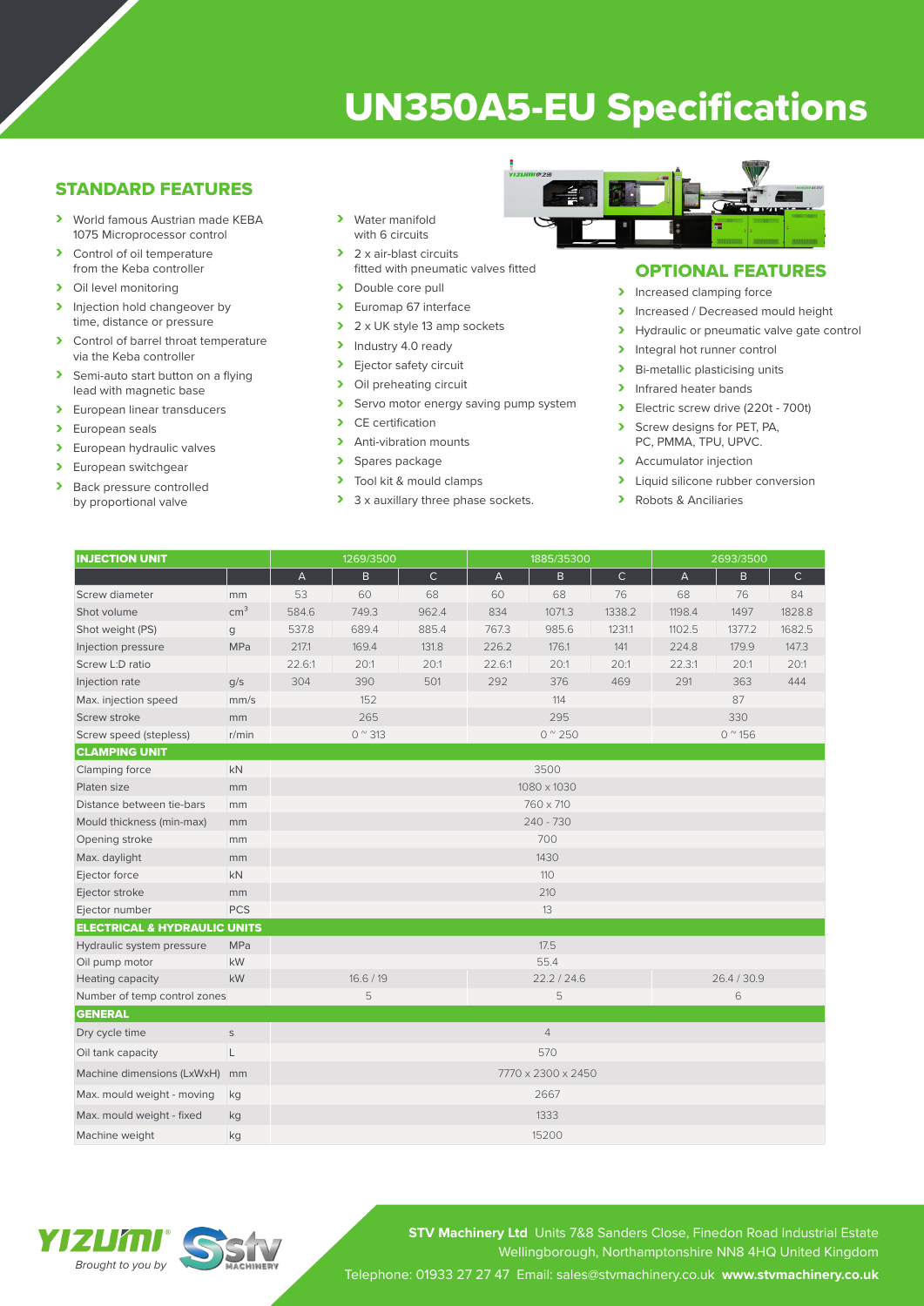# UN350A5-EU Specifications

## STANDARD FEATURES

- World famous Austrian made KEBA 1075 Microprocessor control
- Control of oil temperature from the Keba controller
- Oil level monitoring
- Injection hold changeover by time, distance or pressure
- Control of barrel throat temperature via the Keba controller
- Semi-auto start button on a flying lead with magnetic base
- European linear transducers
- European seals
- European hydraulic valves
- European switchgear
- Back pressure controlled by proportional valve
- Water manifold with 6 circuits
- 2 x air-blast circuits fitted with pneumatic valves fitted
- Double core pull
- Euromap 67 interface
- 2 x UK style 13 amp sockets
- Industry 4.0 ready
- Ejector safety circuit
- Oil preheating circuit
- Servo motor energy saving pump system
- CE certification
- Anti-vibration mounts
- Spares package
- Tool kit & mould clamps
- 3 x auxillary three phase sockets.

## OPTIONAL FEATURES

- Increased clamping force
- Increased / Decreased mould height
- Hydraulic or pneumatic valve gate control
- Integral hot runner control
- Bi-metallic plasticising units
- Infrared heater bands
- Electric screw drive (220t - 700t)
- Screw designs for PET, PA, PC, PMMA, TPU, UPVC.
- Accumulator injection
- Liquid silicone rubber conversion
- Robots & Anciliaries

| INJECTION UNIT | | 1269/3500 | | | 1885/35300 | | | 2693/3500 | | |
|---|---|---|---|---|---|---|---|---|---|---|
| | | A | B | C | A | B | C | A | B | C |
| Screw diameter | mm | 53 | 60 | 68 | 60 | 68 | 76 | 68 | 76 | 84 |
| Shot volume | cm³ | 584.6 | 749.3 | 962.4 | 834 | 1071.3 | 1338.2 | 1198.4 | 1497 | 1828.8 |
| Shot weight (PS) | g | 537.8 | 689.4 | 885.4 | 767.3 | 985.6 | 1231.1 | 1102.5 | 1377.2 | 1682.5 |
| Injection pressure | MPa | 217.1 | 169.4 | 131.8 | 226.2 | 176.1 | 141 | 224.8 | 179.9 | 147.3 |
| Screw L:D ratio | | 22.6:1 | 20:1 | 20:1 | 22.6:1 | 20:1 | 20:1 | 22.3:1 | 20:1 | 20:1 |
| Injection rate | g/s | 304 | 390 | 501 | 292 | 376 | 469 | 291 | 363 | 444 |
| Max. injection speed | mm/s | 152 | | | 114 | | | 87 | | |
| Screw stroke | mm | 265 | | | 295 | | | 330 | | |
| Screw speed (stepless) | r/min | 0 ~ 313 | | | 0 ~ 250 | | | 0 ~ 156 | | |
| **CLAMPING UNIT** | | | | | | | | | | |
| Clamping force | kN | 3500 | | | | | | | | |
| Platen size | mm | 1080 x 1030 | | | | | | | | |
| Distance between tie-bars | mm | 760 x 710 | | | | | | | | |
| Mould thickness (min-max) | mm | 240 - 730 | | | | | | | | |
| Opening stroke | mm | 700 | | | | | | | | |
| Max. daylight | mm | 1430 | | | | | | | | |
| Ejector force | kN | 110 | | | | | | | | |
| Ejector stroke | mm | 210 | | | | | | | | |
| Ejector number | PCS | 13 | | | | | | | | |
| **ELECTRICAL & HYDRAULIC UNITS** | | | | | | | | | | |
| Hydraulic system pressure | MPa | 17.5 | | | | | | | | |
| Oil pump motor | kW | 55.4 | | | | | | | | |
| Heating capacity | kW | 16.6 / 19 | | | 22.2 / 24.6 | | | 26.4 / 30.9 | | |
| Number of temp control zones | | 5 | | | 5 | | | 6 | | |
| **GENERAL** | | | | | | | | | | |
| Dry cycle time | s | 4 | | | | | | | | |
| Oil tank capacity | L | 570 | | | | | | | | |
| Machine dimensions (LxWxH) | mm | 7770 x 2300 x 2450 | | | | | | | | |
| Max. mould weight - moving | kg | 2667 | | | | | | | | |
| Max. mould weight - fixed | kg | 1333 | | | | | | | | |
| Machine weight | kg | 15200 | | | | | | | | |

YIZUMI® Brought to you by STV MACHINERY

**STV Machinery Ltd** Units 7&8 Sanders Close, Finedon Road Industrial Estate Wellingborough, Northamptonshire NN8 4HQ United Kingdom

Telephone: 01933 27 27 47 Email: sales@stvmachinery.co.uk **www.stvmachinery.co.uk**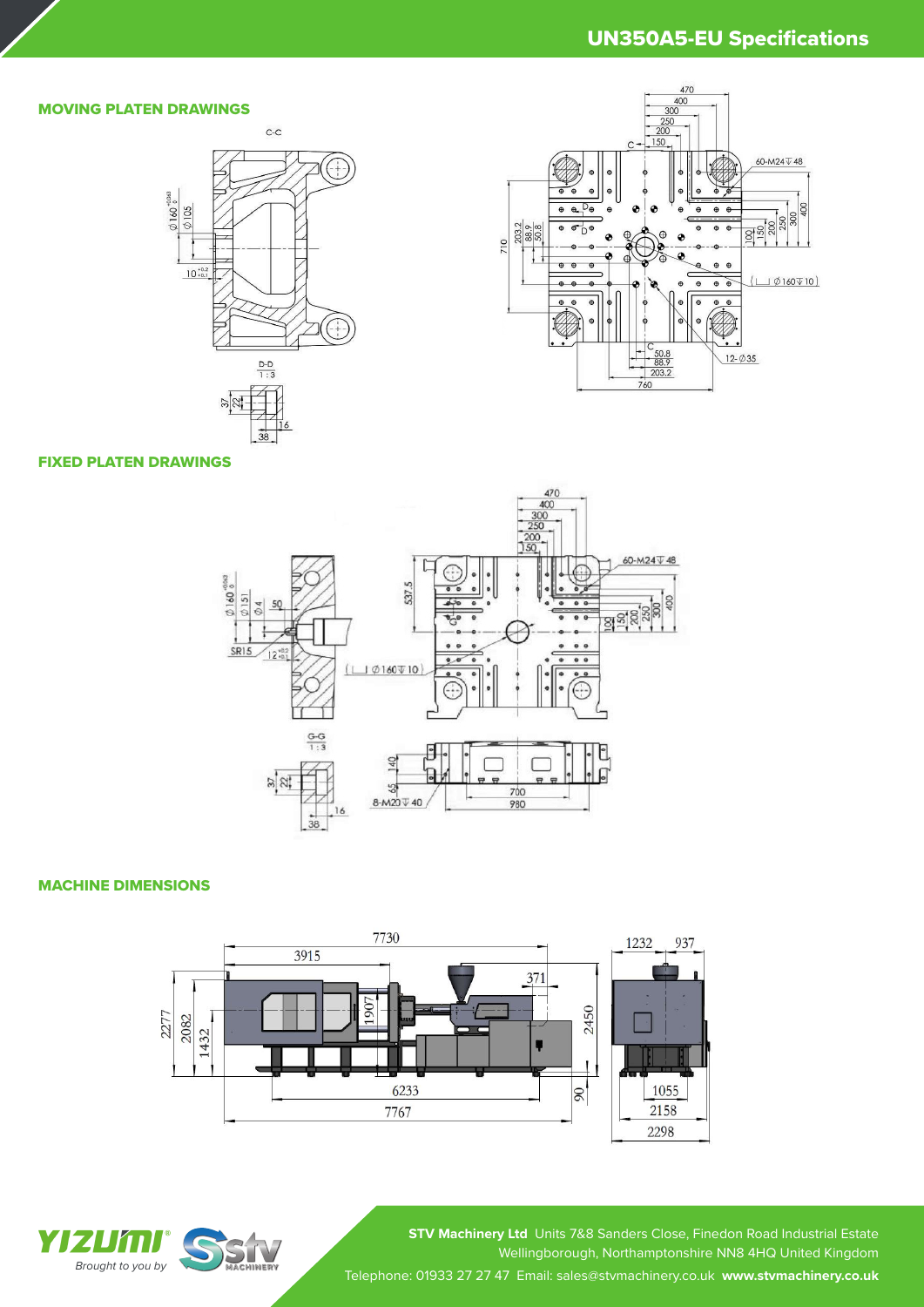## MOVING PLATEN DRAWINGS

C-C

D-D
1:3

470
400
300
250
200
150
60-M24 ⊽ 48
710
203.2
88.9
50.8
102
150
200
250
300
400
⌴ Ø160 ⊽ 10
Ø160
Ø105
10
50.8
88.9
203.2
760
12-Ø35
37
22
16
38

## FIXED PLATEN DRAWINGS

470
400
300
250
200
150
60-M24 ⊽ 48
537.5
Ø160
Ø151
Ø4
50
SR15
12
⌴ Ø160 ⊽ 10
102
150
200
250
300
400
G-G
1:3
37
22
16
38
140
65
8-M20 ⊽ 40
700
980

## MACHINE DIMENSIONS

7730
3915
371
2277
2082
1432
1907
2450
6233
7767
90
1232
937
1055
2158
2298

**STV Machinery Ltd** Units 7&8 Sanders Close, Finedon Road Industrial Estate Wellingborough, Northamptonshire NN8 4HQ United Kingdom

Telephone: 01933 27 27 47 Email: sales@stvmachinery.co.uk **www.stvmachinery.co.uk**

YIZUMI *Brought to you by* STV MACHINERY